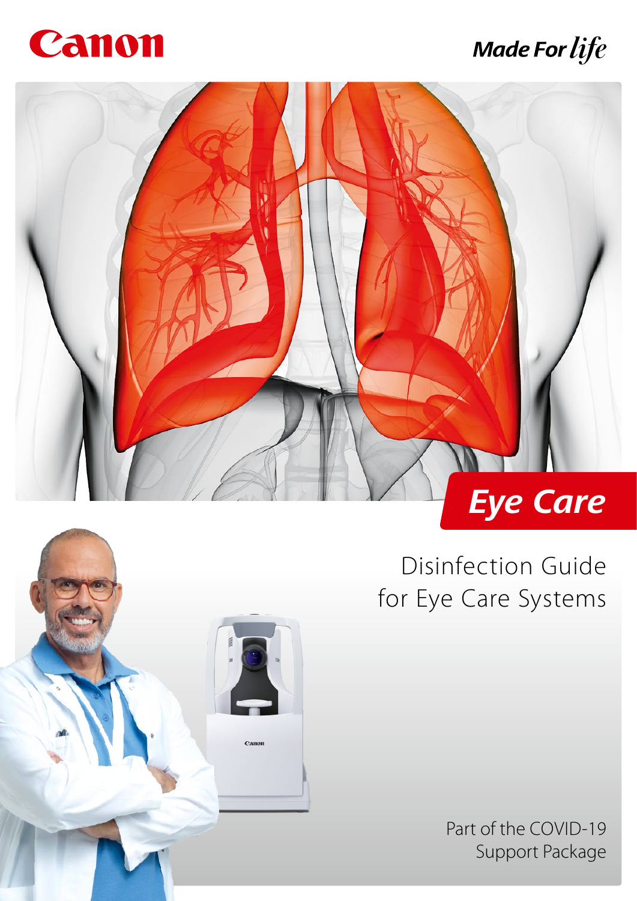Canon

Made For life

# Eye Care

## Disinfection Guide for Eye Care Systems

Part of the COVID-19 Support Package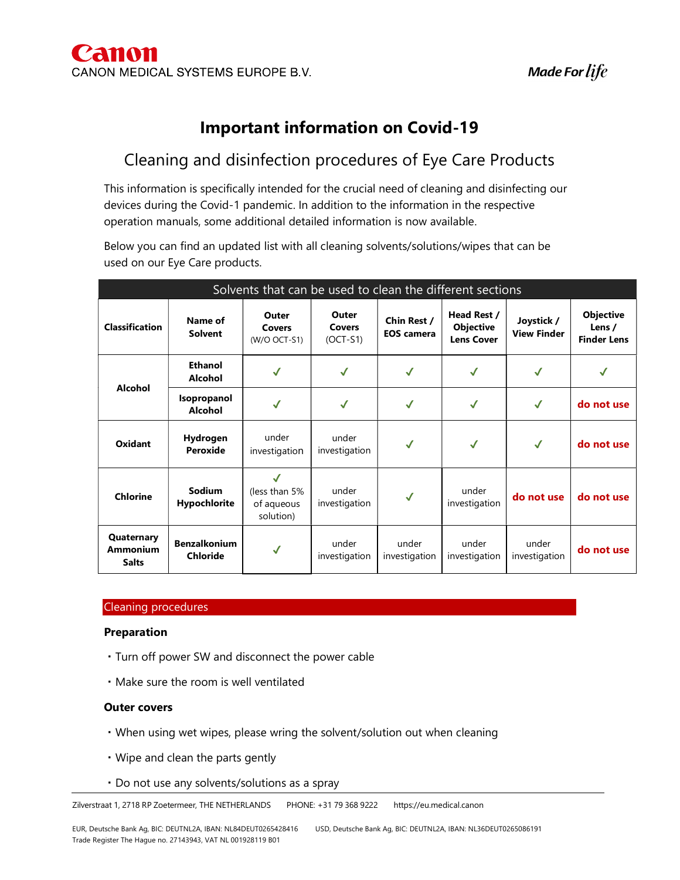# Important information on Covid-19

## Cleaning and disinfection procedures of Eye Care Products

This information is specifically intended for the crucial need of cleaning and disinfecting our devices during the Covid-1 pandemic. In addition to the information in the respective operation manuals, some additional detailed information is now available.

Below you can find an updated list with all cleaning solvents/solutions/wipes that can be used on our Eye Care products.

| Solvents that can be used to clean the different sections | | | | | | | |
|---|---|---|---|---|---|---|---|
| **Classification** | **Name of Solvent** | **Outer Covers** (W/O OCT-S1) | **Outer Covers** (OCT-S1) | **Chin Rest / EOS camera** | **Head Rest / Objective Lens Cover** | **Joystick / View Finder** | **Objective Lens / Finder Lens** |
| **Alcohol** | **Ethanol Alcohol** | ✓ | ✓ | ✓ | ✓ | ✓ | ✓ |
| | **Isopropanol Alcohol** | ✓ | ✓ | ✓ | ✓ | ✓ | **do not use** |
| **Oxidant** | **Hydrogen Peroxide** | under investigation | under investigation | ✓ | ✓ | ✓ | **do not use** |
| **Chlorine** | **Sodium Hypochlorite** | ✓ (less than 5% of aqueous solution) | under investigation | ✓ | under investigation | **do not use** | **do not use** |
| **Quaternary Ammonium Salts** | **Benzalkonium Chloride** | ✓ | under investigation | under investigation | under investigation | under investigation | **do not use** |

## Cleaning procedures

### Preparation

- Turn off power SW and disconnect the power cable
- Make sure the room is well ventilated

### Outer covers

- When using wet wipes, please wring the solvent/solution out when cleaning
- Wipe and clean the parts gently
- Do not use any solvents/solutions as a spray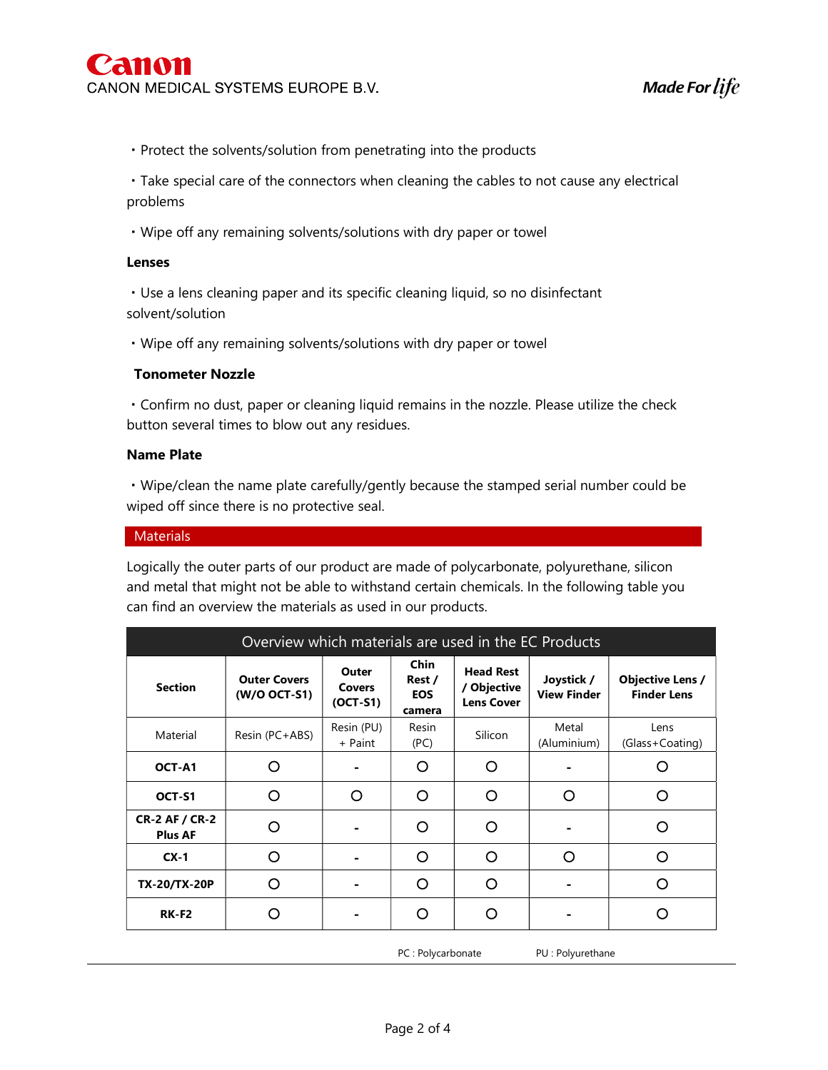・Protect the solvents/solution from penetrating into the products

・Take special care of the connectors when cleaning the cables to not cause any electrical problems

・Wipe off any remaining solvents/solutions with dry paper or towel

**Lenses**

・Use a lens cleaning paper and its specific cleaning liquid, so no disinfectant solvent/solution

・Wipe off any remaining solvents/solutions with dry paper or towel

**Tonometer Nozzle**

・Confirm no dust, paper or cleaning liquid remains in the nozzle. Please utilize the check button several times to blow out any residues.

**Name Plate**

・Wipe/clean the name plate carefully/gently because the stamped serial number could be wiped off since there is no protective seal.

## Materials

Logically the outer parts of our product are made of polycarbonate, polyurethane, silicon and metal that might not be able to withstand certain chemicals. In the following table you can find an overview the materials as used in our products.

**Overview which materials are used in the EC Products**

| Section | Outer Covers (W/O OCT-S1) | Outer Covers (OCT-S1) | Chin Rest / EOS camera | Head Rest / Objective Lens Cover | Joystick / View Finder | Objective Lens / Finder Lens |
|---|---|---|---|---|---|---|
| Material | Resin (PC+ABS) | Resin (PU) + Paint | Resin (PC) | Silicon | Metal (Aluminium) | Lens (Glass+Coating) |
| **OCT-A1** | O | - | O | O | - | O |
| **OCT-S1** | O | O | O | O | O | O |
| **CR-2 AF / CR-2 Plus AF** | O | - | O | O | - | O |
| **CX-1** | O | - | O | O | O | O |
| **TX-20/TX-20P** | O | - | O | O | - | O |
| **RK-F2** | O | - | O | O | - | O |

PC : Polycarbonate PU : Polyurethane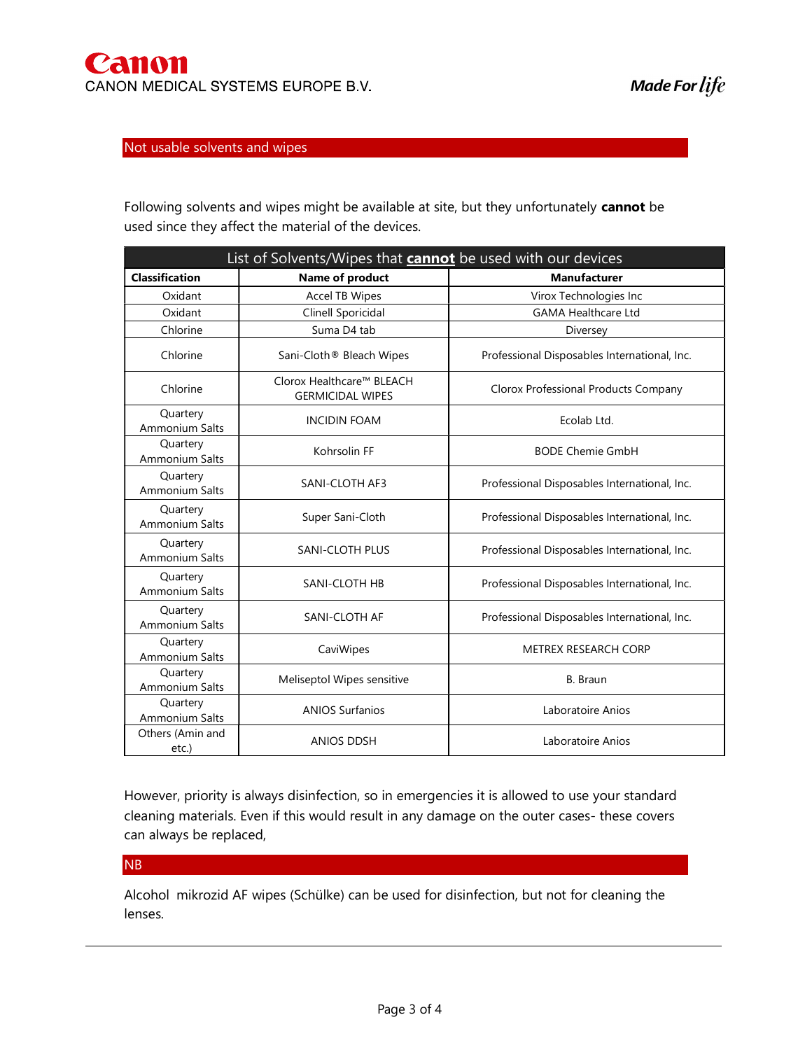## Not usable solvents and wipes

Following solvents and wipes might be available at site, but they unfortunately **cannot** be used since they affect the material of the devices.

| List of Solvents/Wipes that **cannot** be used with our devices | | |
|---|---|---|
| **Classification** | **Name of product** | **Manufacturer** |
| Oxidant | Accel TB Wipes | Virox Technologies Inc |
| Oxidant | Clinell Sporicidal | GAMA Healthcare Ltd |
| Chlorine | Suma D4 tab | Diversey |
| Chlorine | Sani-Cloth® Bleach Wipes | Professional Disposables International, Inc. |
| Chlorine | Clorox Healthcare™ BLEACH GERMICIDAL WIPES | Clorox Professional Products Company |
| Quartery Ammonium Salts | INCIDIN FOAM | Ecolab Ltd. |
| Quartery Ammonium Salts | Kohrsolin FF | BODE Chemie GmbH |
| Quartery Ammonium Salts | SANI-CLOTH AF3 | Professional Disposables International, Inc. |
| Quartery Ammonium Salts | Super Sani-Cloth | Professional Disposables International, Inc. |
| Quartery Ammonium Salts | SANI-CLOTH PLUS | Professional Disposables International, Inc. |
| Quartery Ammonium Salts | SANI-CLOTH HB | Professional Disposables International, Inc. |
| Quartery Ammonium Salts | SANI-CLOTH AF | Professional Disposables International, Inc. |
| Quartery Ammonium Salts | CaviWipes | METREX RESEARCH CORP |
| Quartery Ammonium Salts | Meliseptol Wipes sensitive | B. Braun |
| Quartery Ammonium Salts | ANIOS Surfanios | Laboratoire Anios |
| Others (Amin and etc.) | ANIOS DDSH | Laboratoire Anios |

However, priority is always disinfection, so in emergencies it is allowed to use your standard cleaning materials. Even if this would result in any damage on the outer cases- these covers can always be replaced,

## NB

Alcohol mikrozid AF wipes (Schülke) can be used for disinfection, but not for cleaning the lenses.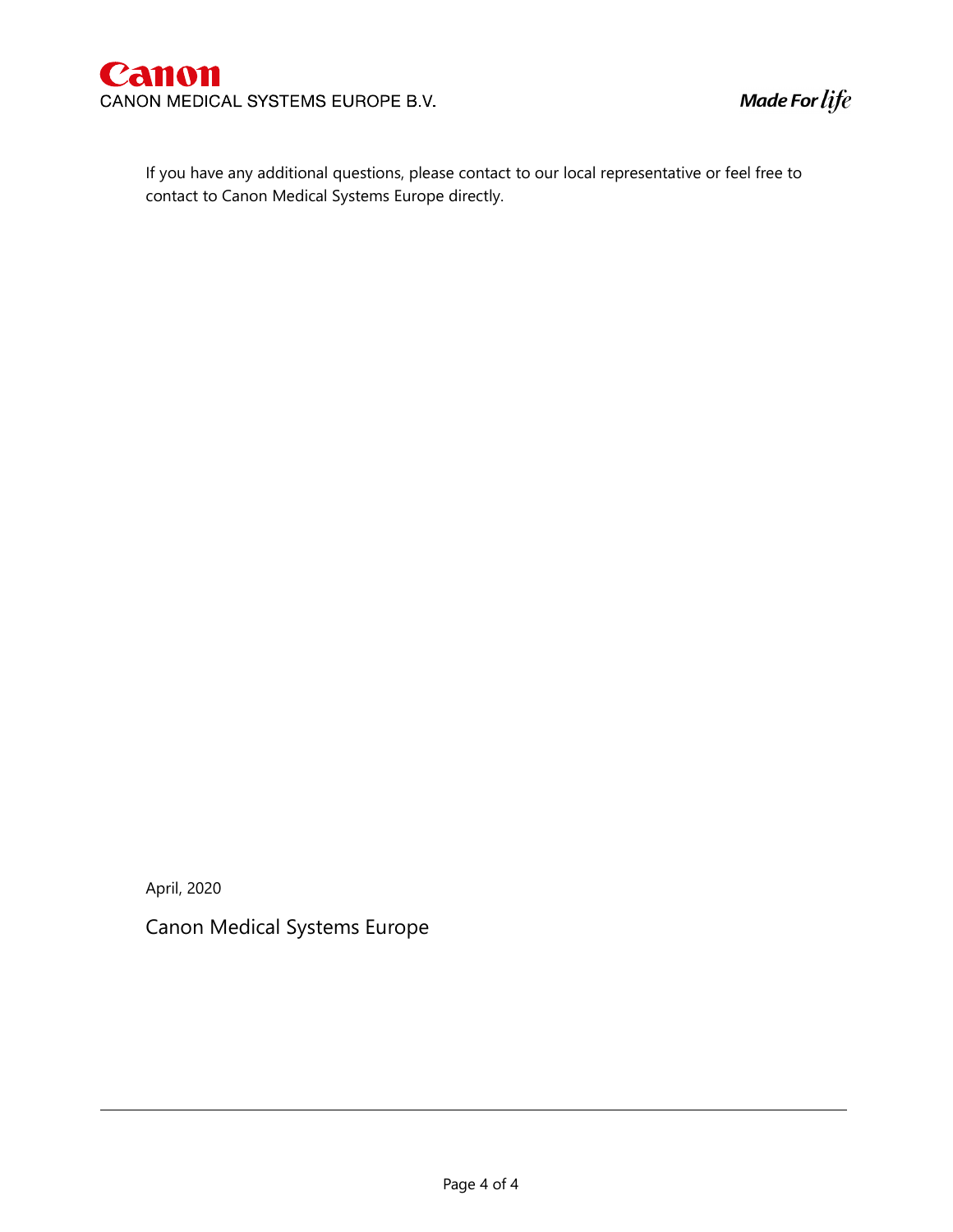If you have any additional questions, please contact to our local representative or feel free to contact to Canon Medical Systems Europe directly.

April, 2020

Canon Medical Systems Europe